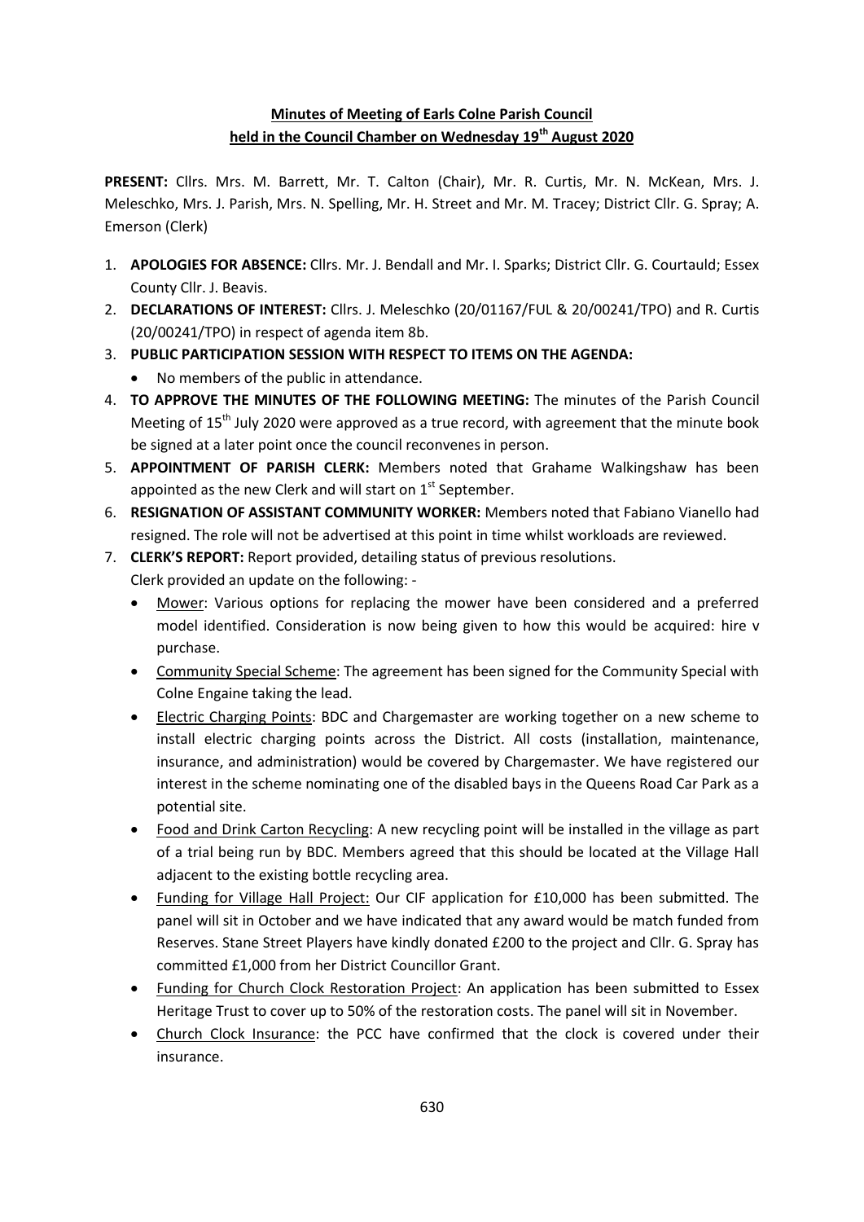# Minutes of Meeting of Earls Colne Parish Council held in the Council Chamber on Wednesday 19th August 2020

**PRESENT:** Cllrs. Mrs. M. Barrett, Mr. T. Calton (Chair), Mr. R. Curtis, Mr. N. McKean, Mrs. J. Meleschko, Mrs. J. Parish, Mrs. N. Spelling, Mr. H. Street and Mr. M. Tracey; District Cllr. G. Spray; A. Emerson (Clerk)

1. **APOLOGIES FOR ABSENCE:** Cllrs. Mr. J. Bendall and Mr. I. Sparks; District Cllr. G. Courtauld; Essex County Cllr. J. Beavis.
2. **DECLARATIONS OF INTEREST:** Cllrs. J. Meleschko (20/01167/FUL & 20/00241/TPO) and R. Curtis (20/00241/TPO) in respect of agenda item 8b.
3. **PUBLIC PARTICIPATION SESSION WITH RESPECT TO ITEMS ON THE AGENDA:**
   - No members of the public in attendance.
4. **TO APPROVE THE MINUTES OF THE FOLLOWING MEETING:** The minutes of the Parish Council Meeting of 15th July 2020 were approved as a true record, with agreement that the minute book be signed at a later point once the council reconvenes in person.
5. **APPOINTMENT OF PARISH CLERK:** Members noted that Grahame Walkingshaw has been appointed as the new Clerk and will start on 1st September.
6. **RESIGNATION OF ASSISTANT COMMUNITY WORKER:** Members noted that Fabiano Vianello had resigned. The role will not be advertised at this point in time whilst workloads are reviewed.
7. **CLERK'S REPORT:** Report provided, detailing status of previous resolutions.
   Clerk provided an update on the following: -
   - Mower: Various options for replacing the mower have been considered and a preferred model identified. Consideration is now being given to how this would be acquired: hire v purchase.
   - Community Special Scheme: The agreement has been signed for the Community Special with Colne Engaine taking the lead.
   - Electric Charging Points: BDC and Chargemaster are working together on a new scheme to install electric charging points across the District. All costs (installation, maintenance, insurance, and administration) would be covered by Chargemaster. We have registered our interest in the scheme nominating one of the disabled bays in the Queens Road Car Park as a potential site.
   - Food and Drink Carton Recycling: A new recycling point will be installed in the village as part of a trial being run by BDC. Members agreed that this should be located at the Village Hall adjacent to the existing bottle recycling area.
   - Funding for Village Hall Project: Our CIF application for £10,000 has been submitted. The panel will sit in October and we have indicated that any award would be match funded from Reserves. Stane Street Players have kindly donated £200 to the project and Cllr. G. Spray has committed £1,000 from her District Councillor Grant.
   - Funding for Church Clock Restoration Project: An application has been submitted to Essex Heritage Trust to cover up to 50% of the restoration costs. The panel will sit in November.
   - Church Clock Insurance: the PCC have confirmed that the clock is covered under their insurance.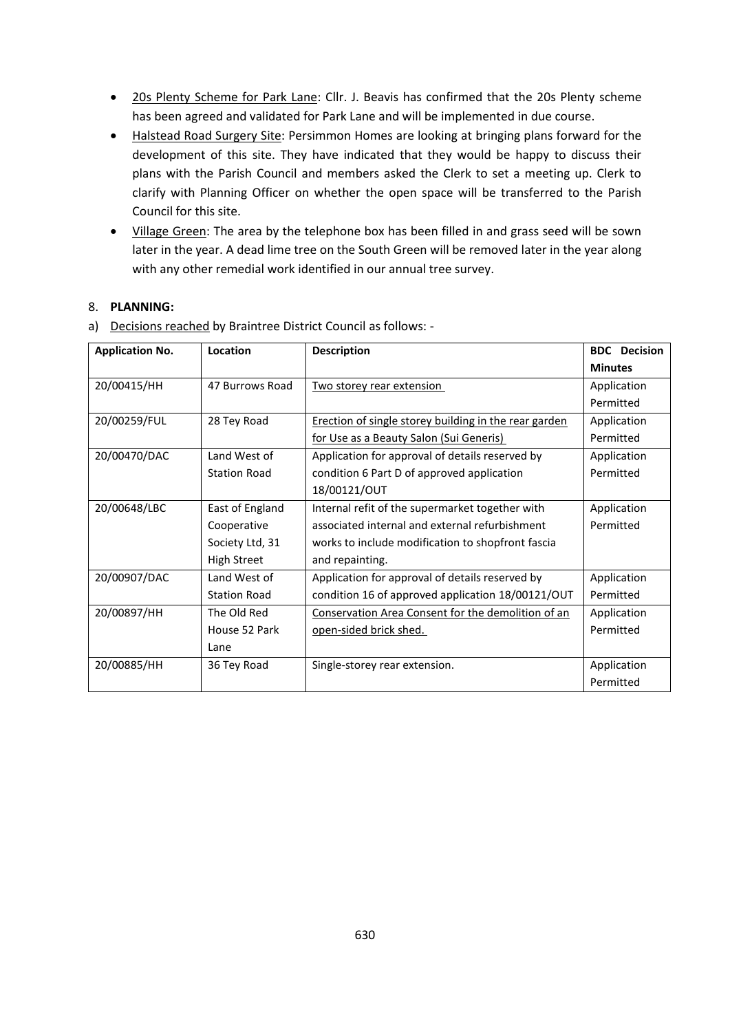- 20s Plenty Scheme for Park Lane: Cllr. J. Beavis has confirmed that the 20s Plenty scheme has been agreed and validated for Park Lane and will be implemented in due course.
- Halstead Road Surgery Site: Persimmon Homes are looking at bringing plans forward for the development of this site. They have indicated that they would be happy to discuss their plans with the Parish Council and members asked the Clerk to set a meeting up. Clerk to clarify with Planning Officer on whether the open space will be transferred to the Parish Council for this site.
- Village Green: The area by the telephone box has been filled in and grass seed will be sown later in the year. A dead lime tree on the South Green will be removed later in the year along with any other remedial work identified in our annual tree survey.

8. **PLANNING:**

a) Decisions reached by Braintree District Council as follows: -

| Application No. | Location | Description | BDC Decision Minutes |
|---|---|---|---|
| 20/00415/HH | 47 Burrows Road | Two storey rear extension | Application Permitted |
| 20/00259/FUL | 28 Tey Road | Erection of single storey building in the rear garden for Use as a Beauty Salon (Sui Generis) | Application Permitted |
| 20/00470/DAC | Land West of Station Road | Application for approval of details reserved by condition 6 Part D of approved application 18/00121/OUT | Application Permitted |
| 20/00648/LBC | East of England Cooperative Society Ltd, 31 High Street | Internal refit of the supermarket together with associated internal and external refurbishment works to include modification to shopfront fascia and repainting. | Application Permitted |
| 20/00907/DAC | Land West of Station Road | Application for approval of details reserved by condition 16 of approved application 18/00121/OUT | Application Permitted |
| 20/00897/HH | The Old Red House 52 Park Lane | Conservation Area Consent for the demolition of an open-sided brick shed. | Application Permitted |
| 20/00885/HH | 36 Tey Road | Single-storey rear extension. | Application Permitted |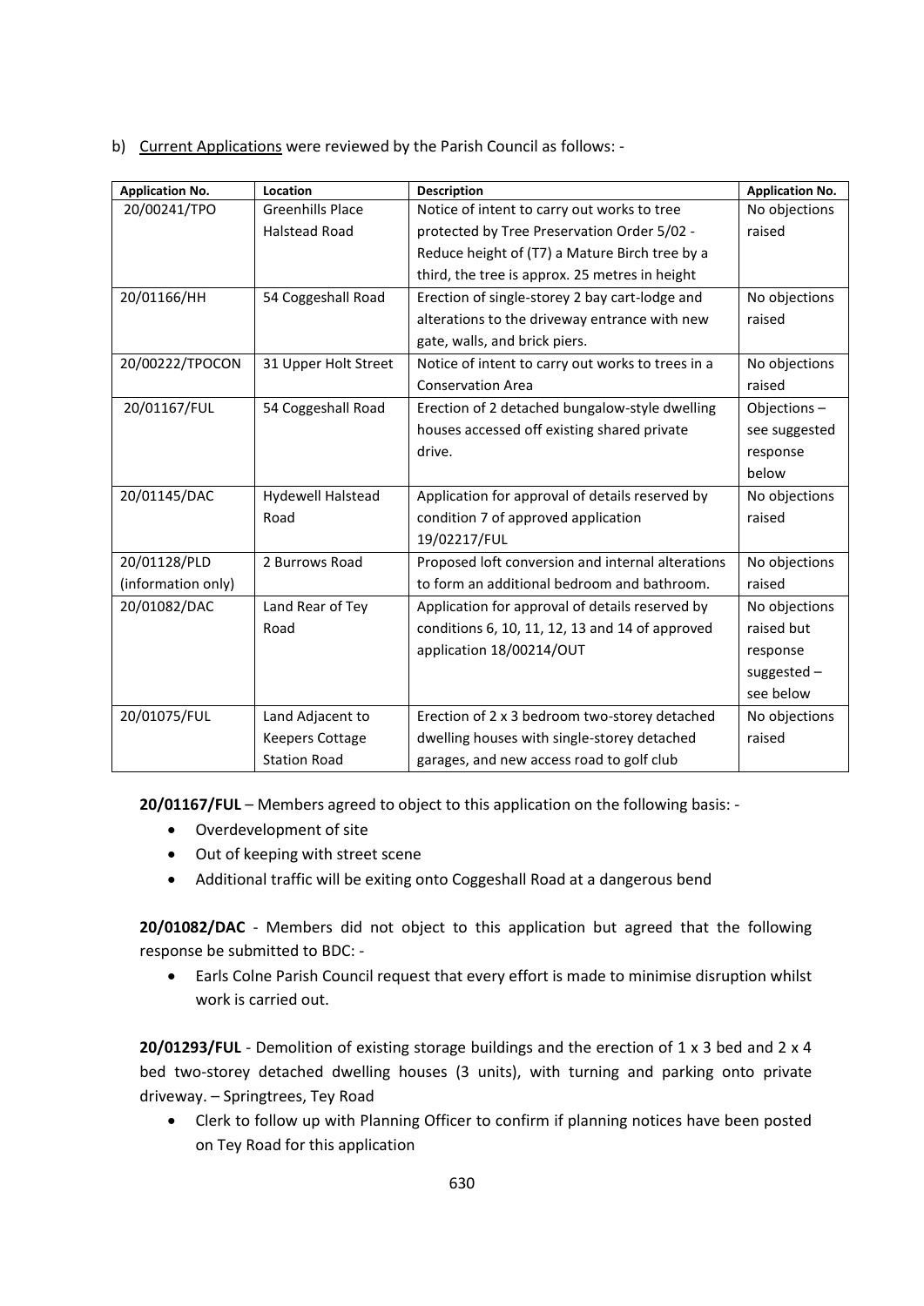b) Current Applications were reviewed by the Parish Council as follows: -

| Application No. | Location | Description | Application No. |
|---|---|---|---|
| 20/00241/TPO | Greenhills Place Halstead Road | Notice of intent to carry out works to tree protected by Tree Preservation Order 5/02 - Reduce height of (T7) a Mature Birch tree by a third, the tree is approx. 25 metres in height | No objections raised |
| 20/01166/HH | 54 Coggeshall Road | Erection of single-storey 2 bay cart-lodge and alterations to the driveway entrance with new gate, walls, and brick piers. | No objections raised |
| 20/00222/TPOCON | 31 Upper Holt Street | Notice of intent to carry out works to trees in a Conservation Area | No objections raised |
| 20/01167/FUL | 54 Coggeshall Road | Erection of 2 detached bungalow-style dwelling houses accessed off existing shared private drive. | Objections – see suggested response below |
| 20/01145/DAC | Hydewell Halstead Road | Application for approval of details reserved by condition 7 of approved application 19/02217/FUL | No objections raised |
| 20/01128/PLD (information only) | 2 Burrows Road | Proposed loft conversion and internal alterations to form an additional bedroom and bathroom. | No objections raised |
| 20/01082/DAC | Land Rear of Tey Road | Application for approval of details reserved by conditions 6, 10, 11, 12, 13 and 14 of approved application 18/00214/OUT | No objections raised but response suggested – see below |
| 20/01075/FUL | Land Adjacent to Keepers Cottage Station Road | Erection of 2 x 3 bedroom two-storey detached dwelling houses with single-storey detached garages, and new access road to golf club | No objections raised |

**20/01167/FUL** – Members agreed to object to this application on the following basis: -

- Overdevelopment of site
- Out of keeping with street scene
- Additional traffic will be exiting onto Coggeshall Road at a dangerous bend

**20/01082/DAC** - Members did not object to this application but agreed that the following response be submitted to BDC: -

- Earls Colne Parish Council request that every effort is made to minimise disruption whilst work is carried out.

**20/01293/FUL** - Demolition of existing storage buildings and the erection of 1 x 3 bed and 2 x 4 bed two-storey detached dwelling houses (3 units), with turning and parking onto private driveway. – Springtrees, Tey Road

- Clerk to follow up with Planning Officer to confirm if planning notices have been posted on Tey Road for this application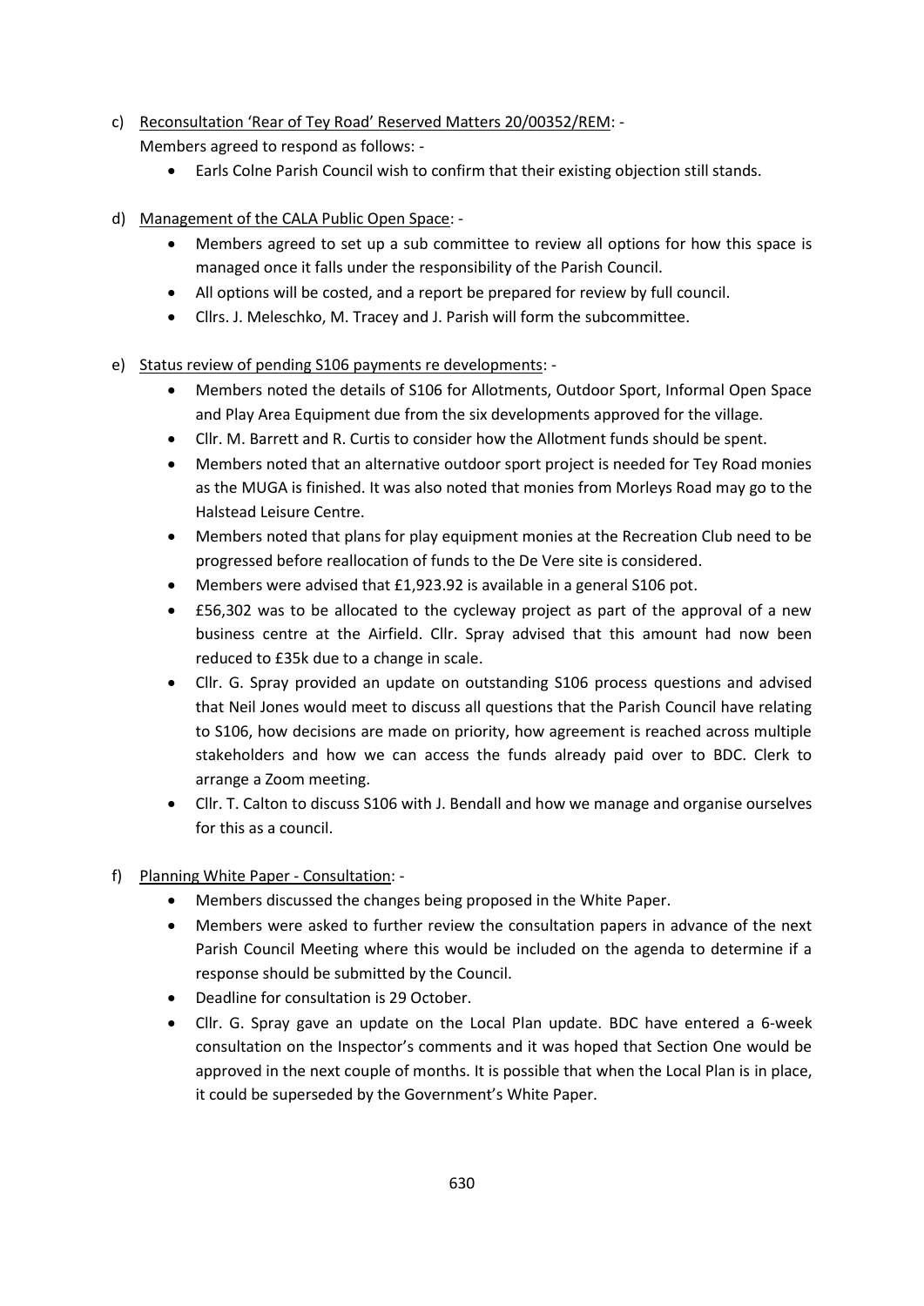c) <u>Reconsultation 'Rear of Tey Road' Reserved Matters 20/00352/REM</u>: -

   Members agreed to respond as follows: -

   - Earls Colne Parish Council wish to confirm that their existing objection still stands.

d) <u>Management of the CALA Public Open Space</u>: -

   - Members agreed to set up a sub committee to review all options for how this space is managed once it falls under the responsibility of the Parish Council.
   - All options will be costed, and a report be prepared for review by full council.
   - Cllrs. J. Meleschko, M. Tracey and J. Parish will form the subcommittee.

e) <u>Status review of pending S106 payments re developments</u>: -

   - Members noted the details of S106 for Allotments, Outdoor Sport, Informal Open Space and Play Area Equipment due from the six developments approved for the village.
   - Cllr. M. Barrett and R. Curtis to consider how the Allotment funds should be spent.
   - Members noted that an alternative outdoor sport project is needed for Tey Road monies as the MUGA is finished. It was also noted that monies from Morleys Road may go to the Halstead Leisure Centre.
   - Members noted that plans for play equipment monies at the Recreation Club need to be progressed before reallocation of funds to the De Vere site is considered.
   - Members were advised that £1,923.92 is available in a general S106 pot.
   - £56,302 was to be allocated to the cycleway project as part of the approval of a new business centre at the Airfield. Cllr. Spray advised that this amount had now been reduced to £35k due to a change in scale.
   - Cllr. G. Spray provided an update on outstanding S106 process questions and advised that Neil Jones would meet to discuss all questions that the Parish Council have relating to S106, how decisions are made on priority, how agreement is reached across multiple stakeholders and how we can access the funds already paid over to BDC. Clerk to arrange a Zoom meeting.
   - Cllr. T. Calton to discuss S106 with J. Bendall and how we manage and organise ourselves for this as a council.

f) <u>Planning White Paper - Consultation</u>: -

   - Members discussed the changes being proposed in the White Paper.
   - Members were asked to further review the consultation papers in advance of the next Parish Council Meeting where this would be included on the agenda to determine if a response should be submitted by the Council.
   - Deadline for consultation is 29 October.
   - Cllr. G. Spray gave an update on the Local Plan update. BDC have entered a 6-week consultation on the Inspector's comments and it was hoped that Section One would be approved in the next couple of months. It is possible that when the Local Plan is in place, it could be superseded by the Government's White Paper.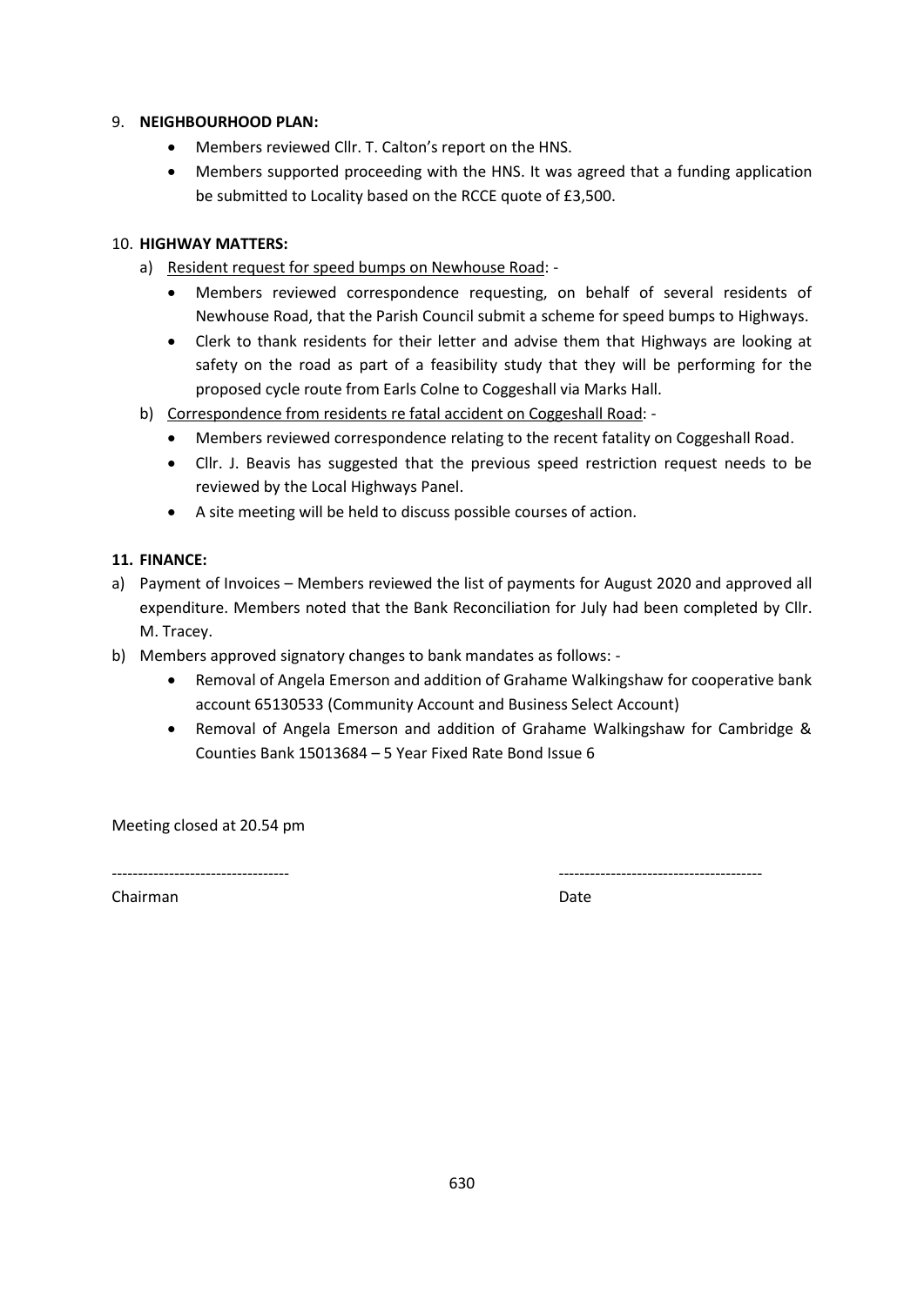9. **NEIGHBOURHOOD PLAN:**
    - Members reviewed Cllr. T. Calton's report on the HNS.
    - Members supported proceeding with the HNS. It was agreed that a funding application be submitted to Locality based on the RCCE quote of £3,500.

10. **HIGHWAY MATTERS:**
    a) Resident request for speed bumps on Newhouse Road: -
    - Members reviewed correspondence requesting, on behalf of several residents of Newhouse Road, that the Parish Council submit a scheme for speed bumps to Highways.
    - Clerk to thank residents for their letter and advise them that Highways are looking at safety on the road as part of a feasibility study that they will be performing for the proposed cycle route from Earls Colne to Coggeshall via Marks Hall.

    b) Correspondence from residents re fatal accident on Coggeshall Road: -
    - Members reviewed correspondence relating to the recent fatality on Coggeshall Road.
    - Cllr. J. Beavis has suggested that the previous speed restriction request needs to be reviewed by the Local Highways Panel.
    - A site meeting will be held to discuss possible courses of action.

**11. FINANCE:**

a) Payment of Invoices – Members reviewed the list of payments for August 2020 and approved all expenditure. Members noted that the Bank Reconciliation for July had been completed by Cllr. M. Tracey.

b) Members approved signatory changes to bank mandates as follows: -
- Removal of Angela Emerson and addition of Grahame Walkingshaw for cooperative bank account 65130533 (Community Account and Business Select Account)
- Removal of Angela Emerson and addition of Grahame Walkingshaw for Cambridge & Counties Bank 15013684 – 5 Year Fixed Rate Bond Issue 6

Meeting closed at 20.54 pm

---------------------------------- --------------------------------------

Chairman Date